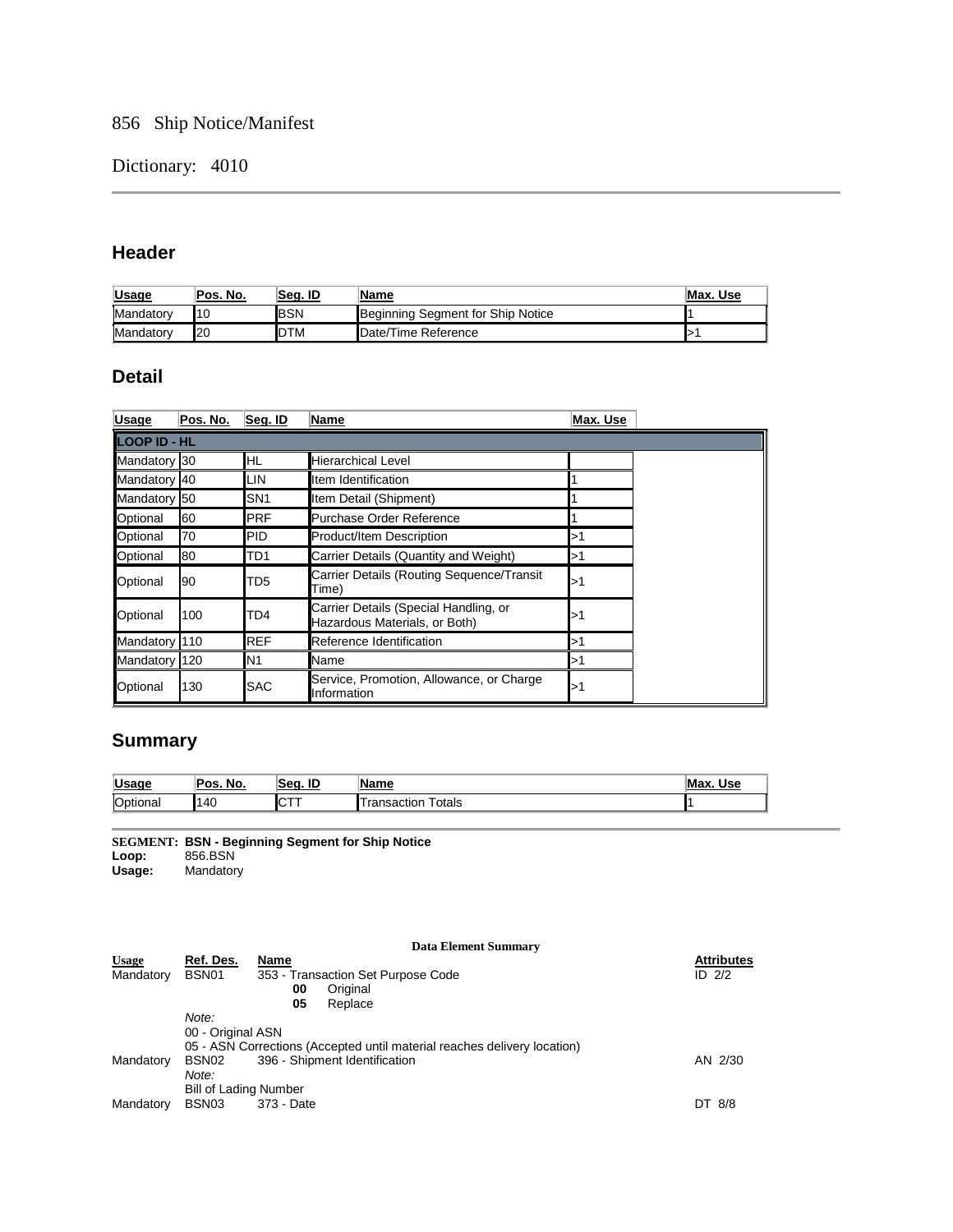856 Ship Notice/Manifest

Dictionary: 4010

## Header

| Usage | Pos. No. | Seg. ID | Name | Max. Use |
|---|---|---|---|---|
| Mandatory | 10 | BSN | Beginning Segment for Ship Notice | 1 |
| Mandatory | 20 | DTM | Date/Time Reference | >1 |

## Detail

| Usage | Pos. No. | Seg. ID | Name | Max. Use |
|---|---|---|---|---|
| **LOOP ID - HL** | | | | |
| Mandatory | 30 | HL | Hierarchical Level | |
| Mandatory | 40 | LIN | Item Identification | 1 |
| Mandatory | 50 | SN1 | Item Detail (Shipment) | 1 |
| Optional | 60 | PRF | Purchase Order Reference | 1 |
| Optional | 70 | PID | Product/Item Description | >1 |
| Optional | 80 | TD1 | Carrier Details (Quantity and Weight) | >1 |
| Optional | 90 | TD5 | Carrier Details (Routing Sequence/Transit Time) | >1 |
| Optional | 100 | TD4 | Carrier Details (Special Handling, or Hazardous Materials, or Both) | >1 |
| Mandatory | 110 | REF | Reference Identification | >1 |
| Mandatory | 120 | N1 | Name | >1 |
| Optional | 130 | SAC | Service, Promotion, Allowance, or Charge Information | >1 |

## Summary

| Usage | Pos. No. | Seg. ID | Name | Max. Use |
|---|---|---|---|---|
| Optional | 140 | CTT | Transaction Totals | 1 |

**SEGMENT: BSN - Beginning Segment for Ship Notice**
**Loop:** 856.BSN
**Usage:** Mandatory

**Data Element Summary**

| Usage | Ref. Des. | Name | Attributes |
|---|---|---|---|
| Mandatory | BSN01 | 353 - Transaction Set Purpose Code<br>**00** Original<br>**05** Replace | ID 2/2 |
| | *Note:*<br>00 - Original ASN<br>05 - ASN Corrections (Accepted until material reaches delivery location) | | |
| Mandatory | BSN02 | 396 - Shipment Identification | AN 2/30 |
| | *Note:*<br>Bill of Lading Number | | |
| Mandatory | BSN03 | 373 - Date | DT 8/8 |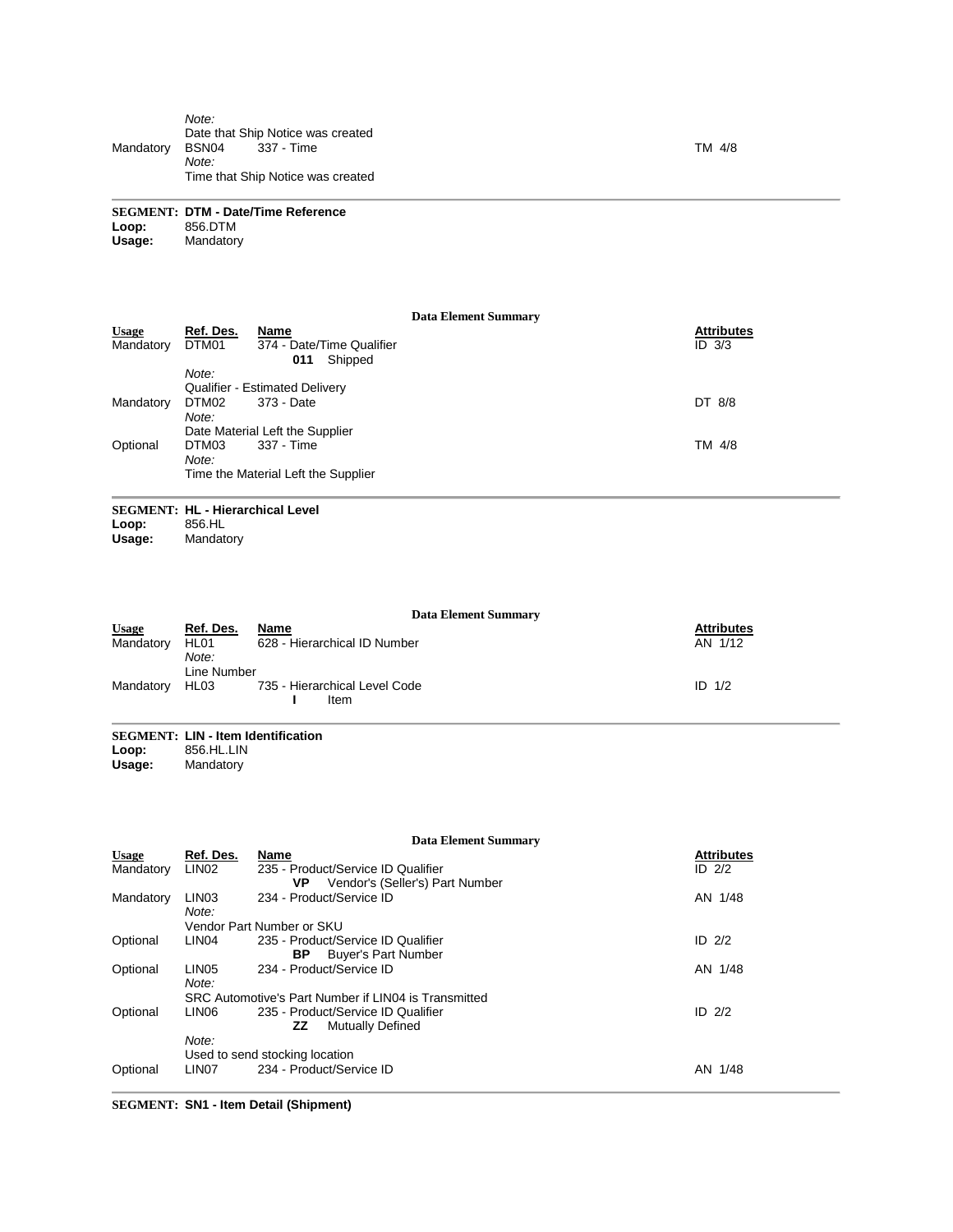| | | | |
|---|---|---|---|
| | *Note:* Date that Ship Notice was created | | |
| Mandatory | BSN04 | 337 - Time | TM 4/8 |
| | *Note:* Time that Ship Notice was created | | |

**SEGMENT: DTM - Date/Time Reference**
**Loop:** 856.DTM
**Usage:** Mandatory

**Data Element Summary**

| Usage | Ref. Des. | Name | Attributes |
|---|---|---|---|
| Mandatory | DTM01 | 374 - Date/Time Qualifier<br>**011** Shipped | ID 3/3 |
| | *Note:* Qualifier - Estimated Delivery | | |
| Mandatory | DTM02 | 373 - Date | DT 8/8 |
| | *Note:* Date Material Left the Supplier | | |
| Optional | DTM03 | 337 - Time | TM 4/8 |
| | *Note:* Time the Material Left the Supplier | | |

**SEGMENT: HL - Hierarchical Level**
**Loop:** 856.HL
**Usage:** Mandatory

**Data Element Summary**

| Usage | Ref. Des. | Name | Attributes |
|---|---|---|---|
| Mandatory | HL01 | 628 - Hierarchical ID Number | AN 1/12 |
| | *Note:* Line Number | | |
| Mandatory | HL03 | 735 - Hierarchical Level Code<br>**I** Item | ID 1/2 |

**SEGMENT: LIN - Item Identification**
**Loop:** 856.HL.LIN
**Usage:** Mandatory

**Data Element Summary**

| Usage | Ref. Des. | Name | Attributes |
|---|---|---|---|
| Mandatory | LIN02 | 235 - Product/Service ID Qualifier<br>**VP** Vendor's (Seller's) Part Number | ID 2/2 |
| Mandatory | LIN03 | 234 - Product/Service ID | AN 1/48 |
| | *Note:* Vendor Part Number or SKU | | |
| Optional | LIN04 | 235 - Product/Service ID Qualifier<br>**BP** Buyer's Part Number | ID 2/2 |
| Optional | LIN05 | 234 - Product/Service ID | AN 1/48 |
| | *Note:* SRC Automotive's Part Number if LIN04 is Transmitted | | |
| Optional | LIN06 | 235 - Product/Service ID Qualifier<br>**ZZ** Mutually Defined | ID 2/2 |
| | *Note:* Used to send stocking location | | |
| Optional | LIN07 | 234 - Product/Service ID | AN 1/48 |

**SEGMENT: SN1 - Item Detail (Shipment)**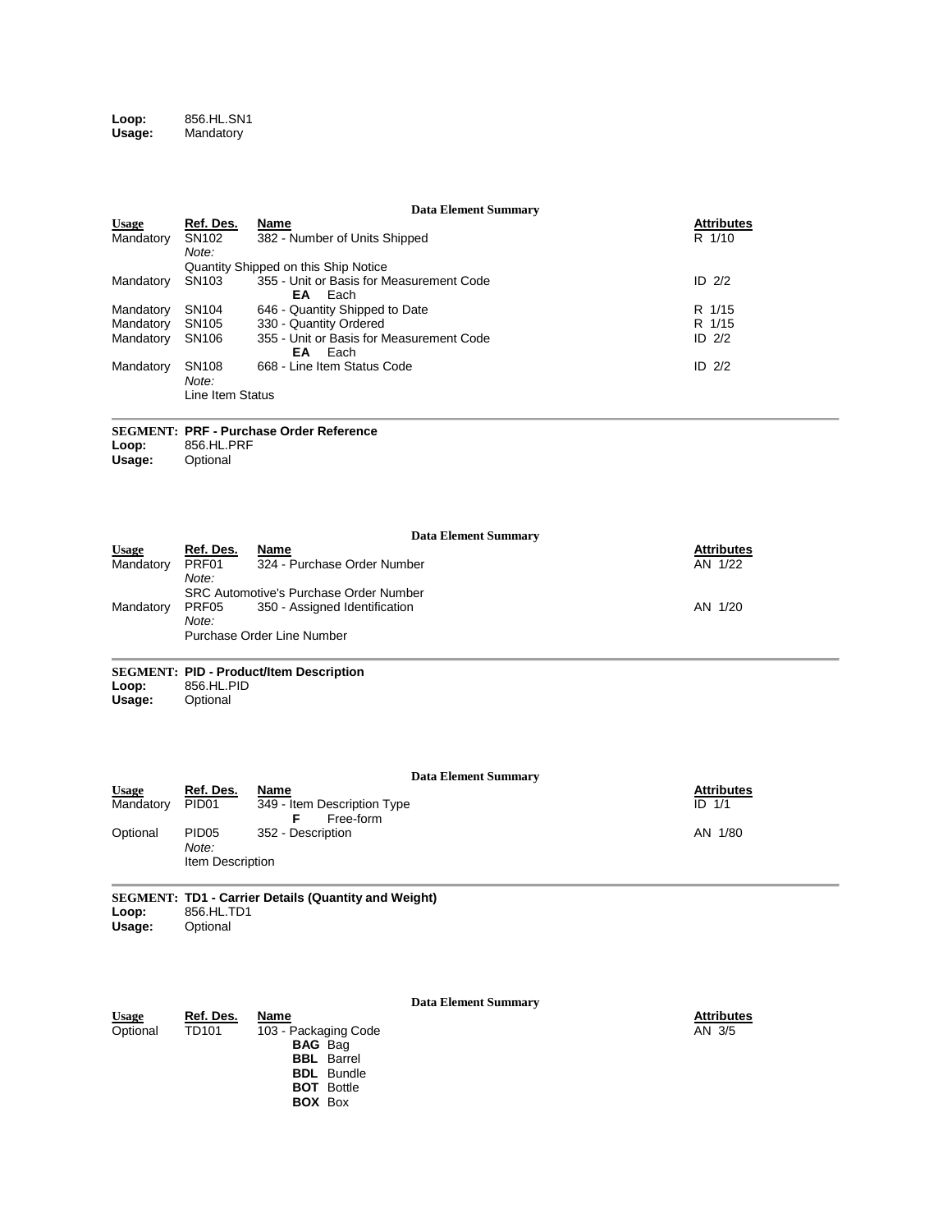**Loop:** 856.HL.SN1
**Usage:** Mandatory

**Data Element Summary**

| Usage | Ref. Des. | Name | Attributes |
|---|---|---|---|
| Mandatory | SN102 | 382 - Number of Units Shipped | R 1/10 |
| | *Note:* Quantity Shipped on this Ship Notice | | |
| Mandatory | SN103 | 355 - Unit or Basis for Measurement Code<br>**EA** Each | ID 2/2 |
| Mandatory | SN104 | 646 - Quantity Shipped to Date | R 1/15 |
| Mandatory | SN105 | 330 - Quantity Ordered | R 1/15 |
| Mandatory | SN106 | 355 - Unit or Basis for Measurement Code<br>**EA** Each | ID 2/2 |
| Mandatory | SN108 | 668 - Line Item Status Code | ID 2/2 |
| | *Note:* Line Item Status | | |

---

**SEGMENT: PRF - Purchase Order Reference**
**Loop:** 856.HL.PRF
**Usage:** Optional

**Data Element Summary**

| Usage | Ref. Des. | Name | Attributes |
|---|---|---|---|
| Mandatory | PRF01 | 324 - Purchase Order Number | AN 1/22 |
| | *Note:* SRC Automotive's Purchase Order Number | | |
| Mandatory | PRF05 | 350 - Assigned Identification | AN 1/20 |
| | *Note:* Purchase Order Line Number | | |

---

**SEGMENT: PID - Product/Item Description**
**Loop:** 856.HL.PID
**Usage:** Optional

**Data Element Summary**

| Usage | Ref. Des. | Name | Attributes |
|---|---|---|---|
| Mandatory | PID01 | 349 - Item Description Type<br>**F** Free-form | ID 1/1 |
| Optional | PID05 | 352 - Description | AN 1/80 |
| | *Note:* Item Description | | |

---

**SEGMENT: TD1 - Carrier Details (Quantity and Weight)**
**Loop:** 856.HL.TD1
**Usage:** Optional

**Data Element Summary**

| Usage | Ref. Des. | Name | Attributes |
|---|---|---|---|
| Optional | TD101 | 103 - Packaging Code<br>**BAG** Bag<br>**BBL** Barrel<br>**BDL** Bundle<br>**BOT** Bottle<br>**BOX** Box | AN 3/5 |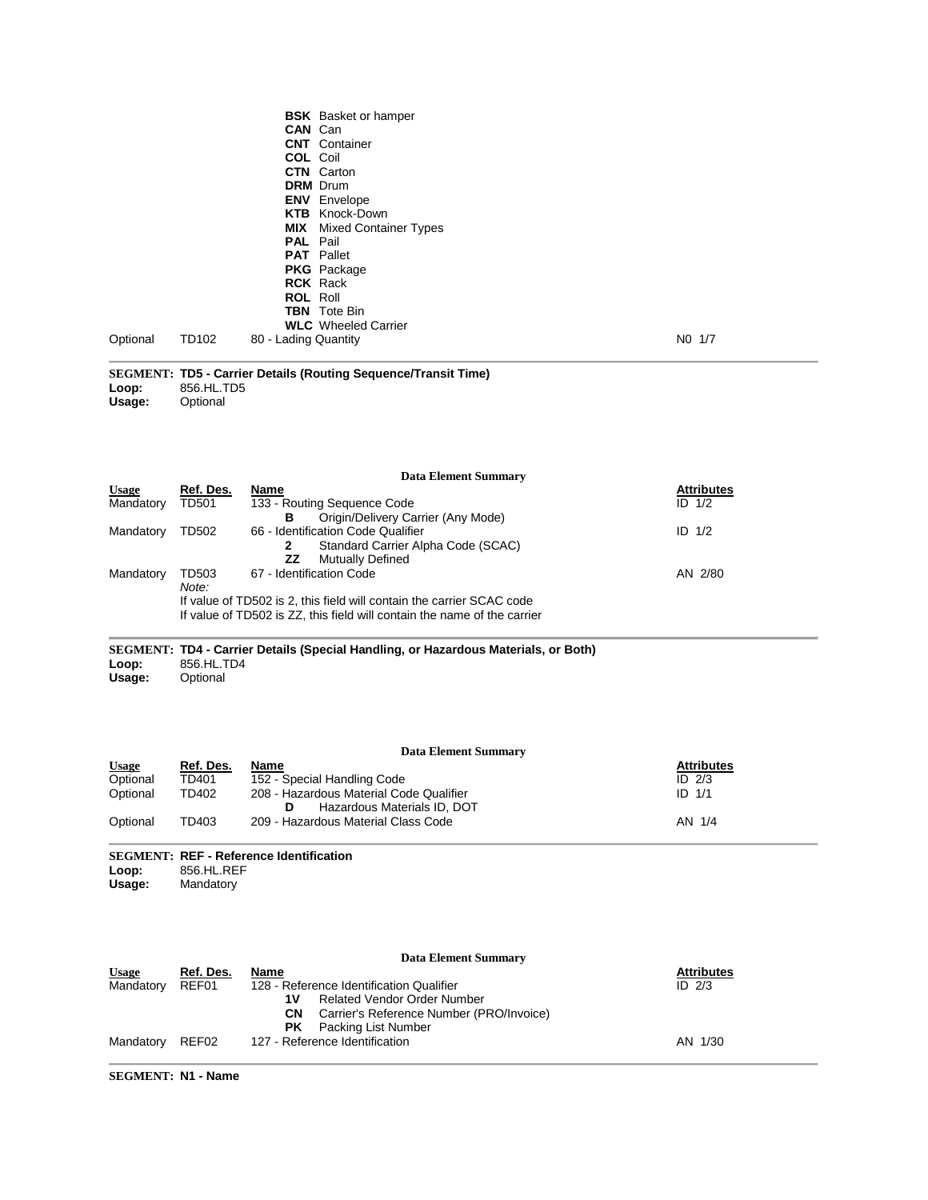| Usage | Ref. Des. | Name | Attributes |
|---|---|---|---|
| | | **BSK** Basket or hamper | |
| | | **CAN** Can | |
| | | **CNT** Container | |
| | | **COL** Coil | |
| | | **CTN** Carton | |
| | | **DRM** Drum | |
| | | **ENV** Envelope | |
| | | **KTB** Knock-Down | |
| | | **MIX** Mixed Container Types | |
| | | **PAL** Pail | |
| | | **PAT** Pallet | |
| | | **PKG** Package | |
| | | **RCK** Rack | |
| | | **ROL** Roll | |
| | | **TBN** Tote Bin | |
| | | **WLC** Wheeled Carrier | |
| Optional | TD102 | 80 - Lading Quantity | N0 1/7 |

**SEGMENT: TD5 - Carrier Details (Routing Sequence/Transit Time)**
**Loop:** 856.HL.TD5
**Usage:** Optional

**Data Element Summary**

| Usage | Ref. Des. | Name | Attributes |
|---|---|---|---|
| Mandatory | TD501 | 133 - Routing Sequence Code | ID 1/2 |
| | | **B** Origin/Delivery Carrier (Any Mode) | |
| Mandatory | TD502 | 66 - Identification Code Qualifier | ID 1/2 |
| | | **2** Standard Carrier Alpha Code (SCAC) | |
| | | **ZZ** Mutually Defined | |
| Mandatory | TD503 | 67 - Identification Code | AN 2/80 |

*Note:*
If value of TD502 is 2, this field will contain the carrier SCAC code
If value of TD502 is ZZ, this field will contain the name of the carrier

**SEGMENT: TD4 - Carrier Details (Special Handling, or Hazardous Materials, or Both)**
**Loop:** 856.HL.TD4
**Usage:** Optional

**Data Element Summary**

| Usage | Ref. Des. | Name | Attributes |
|---|---|---|---|
| Optional | TD401 | 152 - Special Handling Code | ID 2/3 |
| Optional | TD402 | 208 - Hazardous Material Code Qualifier | ID 1/1 |
| | | **D** Hazardous Materials ID, DOT | |
| Optional | TD403 | 209 - Hazardous Material Class Code | AN 1/4 |

**SEGMENT: REF - Reference Identification**
**Loop:** 856.HL.REF
**Usage:** Mandatory

**Data Element Summary**

| Usage | Ref. Des. | Name | Attributes |
|---|---|---|---|
| Mandatory | REF01 | 128 - Reference Identification Qualifier | ID 2/3 |
| | | **1V** Related Vendor Order Number | |
| | | **CN** Carrier's Reference Number (PRO/Invoice) | |
| | | **PK** Packing List Number | |
| Mandatory | REF02 | 127 - Reference Identification | AN 1/30 |

**SEGMENT: N1 - Name**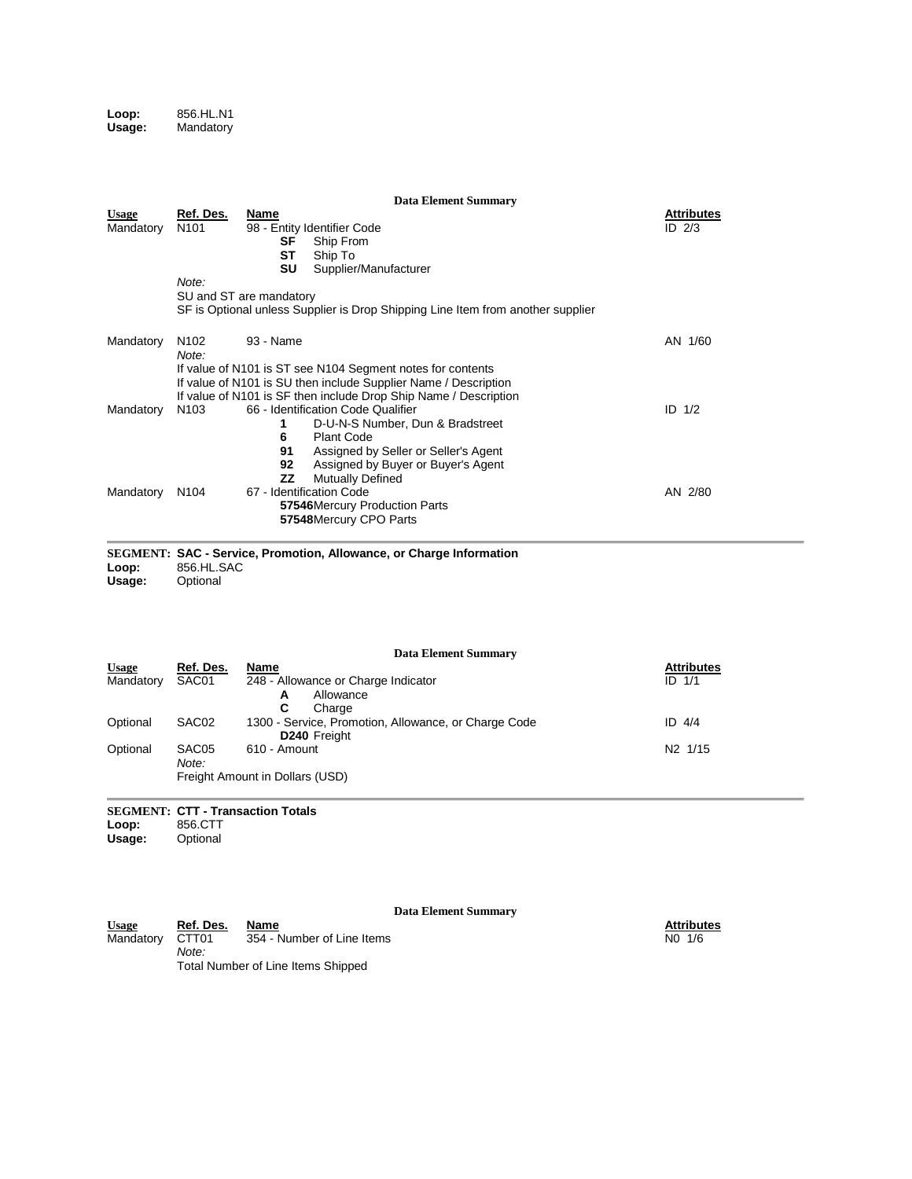**Loop:** 856.HL.N1
**Usage:** Mandatory

**Data Element Summary**

| Usage | Ref. Des. | Name | Attributes |
|---|---|---|---|
| Mandatory | N101 | 98 - Entity Identifier Code<br>**SF** Ship From<br>**ST** Ship To<br>**SU** Supplier/Manufacturer | ID 2/3 |
| | *Note:* | SU and ST are mandatory<br>SF is Optional unless Supplier is Drop Shipping Line Item from another supplier | |
| Mandatory | N102 | 93 - Name | AN 1/60 |
| | *Note:* | If value of N101 is ST see N104 Segment notes for contents<br>If value of N101 is SU then include Supplier Name / Description<br>If value of N101 is SF then include Drop Ship Name / Description | |
| Mandatory | N103 | 66 - Identification Code Qualifier<br>**1** D-U-N-S Number, Dun & Bradstreet<br>**6** Plant Code<br>**91** Assigned by Seller or Seller's Agent<br>**92** Assigned by Buyer or Buyer's Agent<br>**ZZ** Mutually Defined | ID 1/2 |
| Mandatory | N104 | 67 - Identification Code<br>**57546** Mercury Production Parts<br>**57548** Mercury CPO Parts | AN 2/80 |

---

**SEGMENT: SAC - Service, Promotion, Allowance, or Charge Information**
**Loop:** 856.HL.SAC
**Usage:** Optional

**Data Element Summary**

| Usage | Ref. Des. | Name | Attributes |
|---|---|---|---|
| Mandatory | SAC01 | 248 - Allowance or Charge Indicator<br>**A** Allowance<br>**C** Charge | ID 1/1 |
| Optional | SAC02 | 1300 - Service, Promotion, Allowance, or Charge Code<br>**D240** Freight | ID 4/4 |
| Optional | SAC05 | 610 - Amount | N2 1/15 |
| | *Note:* | Freight Amount in Dollars (USD) | |

---

**SEGMENT: CTT - Transaction Totals**
**Loop:** 856.CTT
**Usage:** Optional

**Data Element Summary**

| Usage | Ref. Des. | Name | Attributes |
|---|---|---|---|
| Mandatory | CTT01 | 354 - Number of Line Items | N0 1/6 |
| | *Note:* | Total Number of Line Items Shipped | |